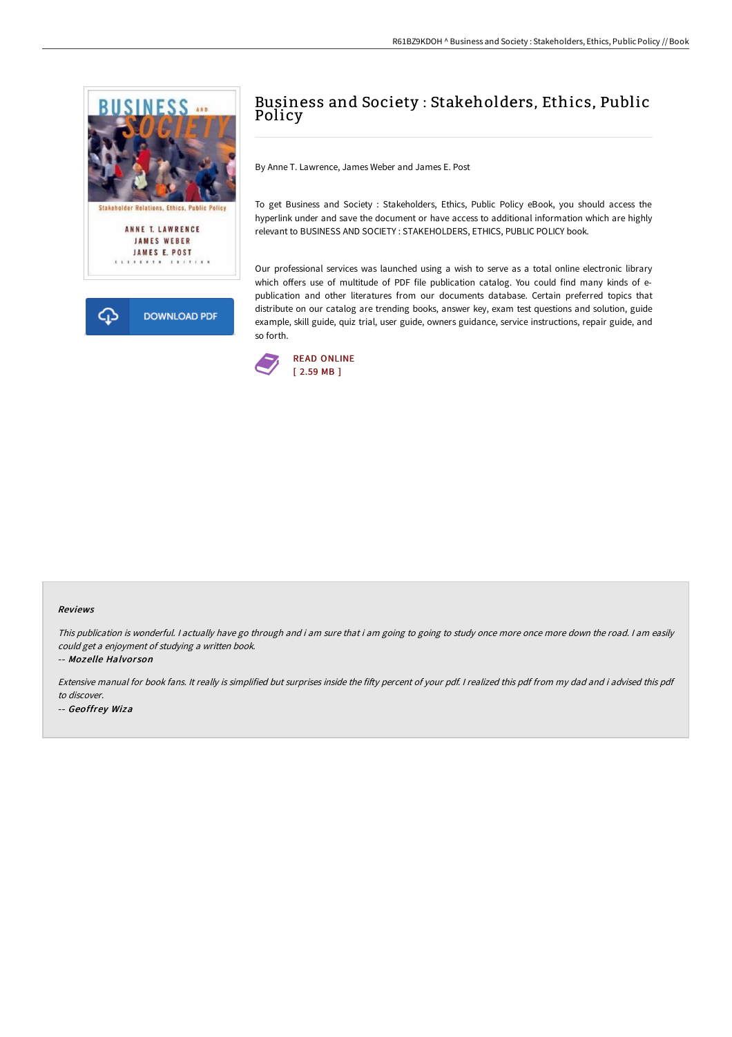# Business and Society : Stakeholders, Ethics, Public Policy

By Anne T. Lawrence, James Weber and James E. Post

To get Business and Society : Stakeholders, Ethics, Public Policy eBook, you should access the hyperlink under and save the document or have access to additional information which are highly relevant to BUSINESS AND SOCIETY : STAKEHOLDERS, ETHICS, PUBLIC POLICY book.

Our professional services was launched using a wish to serve as a total online electronic library which offers use of multitude of PDF file publication catalog. You could find many kinds of e-publication and other literatures from our documents database. Certain preferred topics that distribute on our catalog are trending books, answer key, exam test questions and solution, guide example, skill guide, quiz trial, user guide, owners guidance, service instructions, repair guide, and so forth.

DOWNLOAD PDF

READ ONLINE
[ 2.59 MB ]

### Reviews

*This publication is wonderful. I actually have go through and i am sure that i am going to going to study once more once more down the road. I am easily could get a enjoyment of studying a written book.*

-- ***Mozelle Halvorson***

*Extensive manual for book fans. It really is simplified but surprises inside the fifty percent of your pdf. I realized this pdf from my dad and i advised this pdf to discover.*

-- ***Geoffrey Wiza***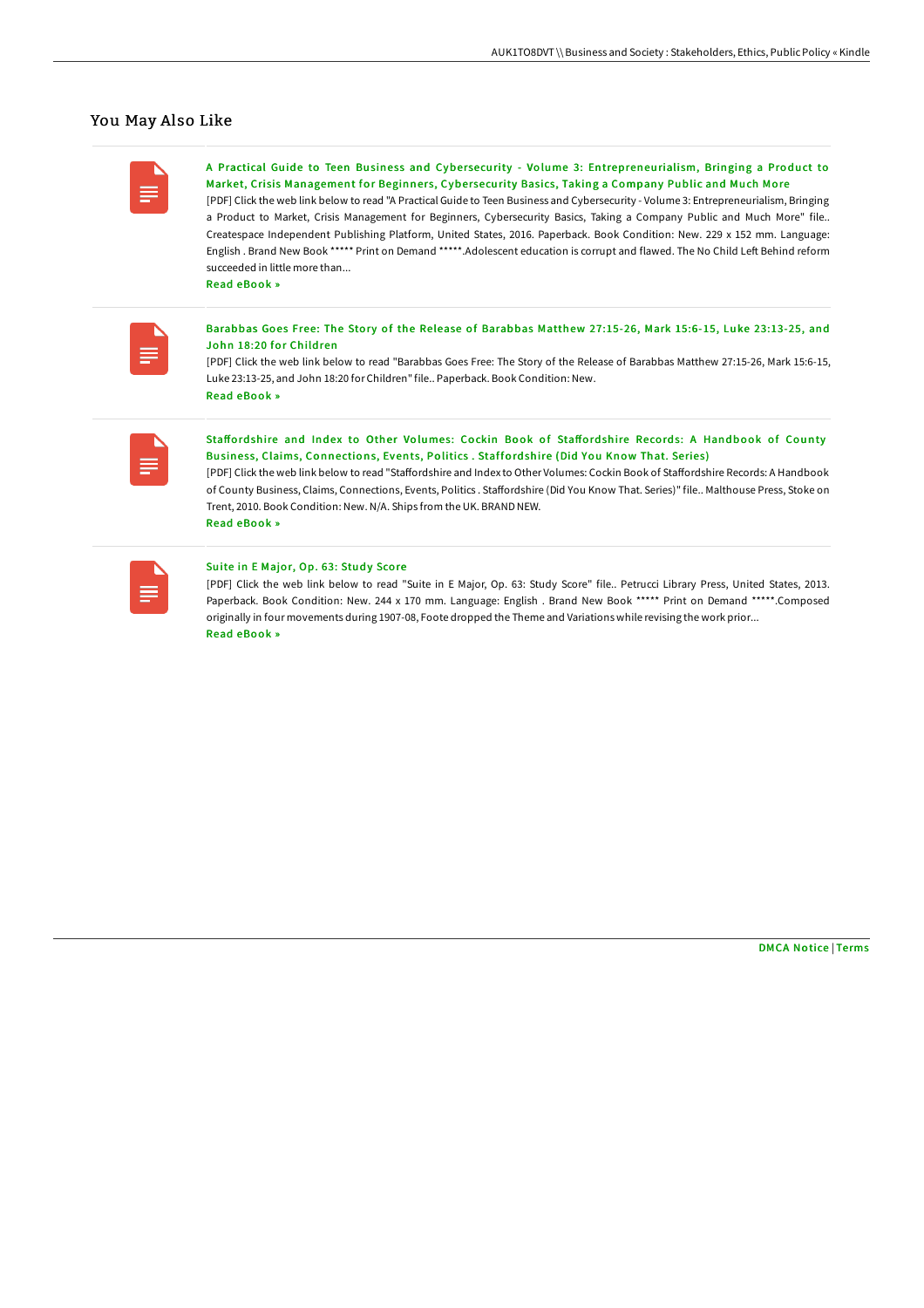## You May Also Like

**A Practical Guide to Teen Business and Cybersecurity - Volume 3: Entrepreneurialism, Bringing a Product to Market, Crisis Management for Beginners, Cybersecurity Basics, Taking a Company Public and Much More**

[PDF] Click the web link below to read "A Practical Guide to Teen Business and Cybersecurity - Volume 3: Entrepreneurialism, Bringing a Product to Market, Crisis Management for Beginners, Cybersecurity Basics, Taking a Company Public and Much More" file.. Createspace Independent Publishing Platform, United States, 2016. Paperback. Book Condition: New. 229 x 152 mm. Language: English . Brand New Book ***** Print on Demand *****.Adolescent education is corrupt and flawed. The No Child Left Behind reform succeeded in little more than...

Read eBook »

**Barabbas Goes Free: The Story of the Release of Barabbas Matthew 27:15-26, Mark 15:6-15, Luke 23:13-25, and John 18:20 for Children**

[PDF] Click the web link below to read "Barabbas Goes Free: The Story of the Release of Barabbas Matthew 27:15-26, Mark 15:6-15, Luke 23:13-25, and John 18:20 for Children" file.. Paperback. Book Condition: New.

Read eBook »

**Staffordshire and Index to Other Volumes: Cockin Book of Staffordshire Records: A Handbook of County Business, Claims, Connections, Events, Politics . Staffordshire (Did You Know That. Series)**

[PDF] Click the web link below to read "Staffordshire and Index to Other Volumes: Cockin Book of Staffordshire Records: A Handbook of County Business, Claims, Connections, Events, Politics . Staffordshire (Did You Know That. Series)" file.. Malthouse Press, Stoke on Trent, 2010. Book Condition: New. N/A. Ships from the UK. BRAND NEW.

Read eBook »

**Suite in E Major, Op. 63: Study Score**

[PDF] Click the web link below to read "Suite in E Major, Op. 63: Study Score" file.. Petrucci Library Press, United States, 2013. Paperback. Book Condition: New. 244 x 170 mm. Language: English . Brand New Book ***** Print on Demand *****.Composed originally in four movements during 1907-08, Foote dropped the Theme and Variations while revising the work prior...

Read eBook »

DMCA Notice | Terms